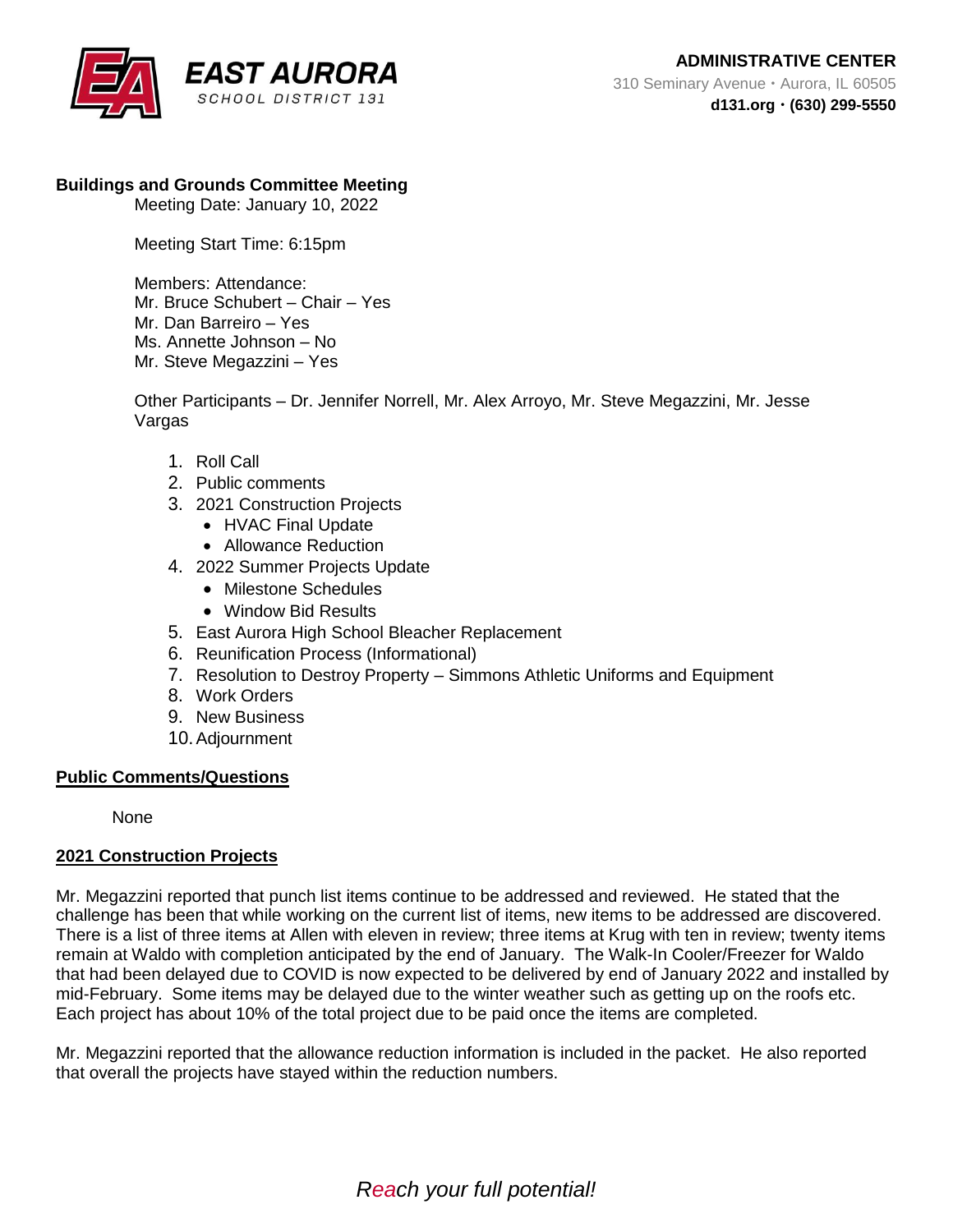**EAST AURORA**
SCHOOL DISTRICT 131

**ADMINISTRATIVE CENTER**
310 Seminary Avenue • Aurora, IL 60505
**d131.org • (630) 299-5550**

**Buildings and Grounds Committee Meeting**

Meeting Date: January 10, 2022

Meeting Start Time: 6:15pm

Members: Attendance:
Mr. Bruce Schubert – Chair – Yes
Mr. Dan Barreiro – Yes
Ms. Annette Johnson – No
Mr. Steve Megazzini – Yes

Other Participants – Dr. Jennifer Norrell, Mr. Alex Arroyo, Mr. Steve Megazzini, Mr. Jesse Vargas

1. Roll Call
2. Public comments
3. 2021 Construction Projects
   - HVAC Final Update
   - Allowance Reduction
4. 2022 Summer Projects Update
   - Milestone Schedules
   - Window Bid Results
5. East Aurora High School Bleacher Replacement
6. Reunification Process (Informational)
7. Resolution to Destroy Property – Simmons Athletic Uniforms and Equipment
8. Work Orders
9. New Business
10. Adjournment

## Public Comments/Questions

None

## 2021 Construction Projects

Mr. Megazzini reported that punch list items continue to be addressed and reviewed. He stated that the challenge has been that while working on the current list of items, new items to be addressed are discovered. There is a list of three items at Allen with eleven in review; three items at Krug with ten in review; twenty items remain at Waldo with completion anticipated by the end of January. The Walk-In Cooler/Freezer for Waldo that had been delayed due to COVID is now expected to be delivered by end of January 2022 and installed by mid-February. Some items may be delayed due to the winter weather such as getting up on the roofs etc. Each project has about 10% of the total project due to be paid once the items are completed.

Mr. Megazzini reported that the allowance reduction information is included in the packet. He also reported that overall the projects have stayed within the reduction numbers.

*Reach your full potential!*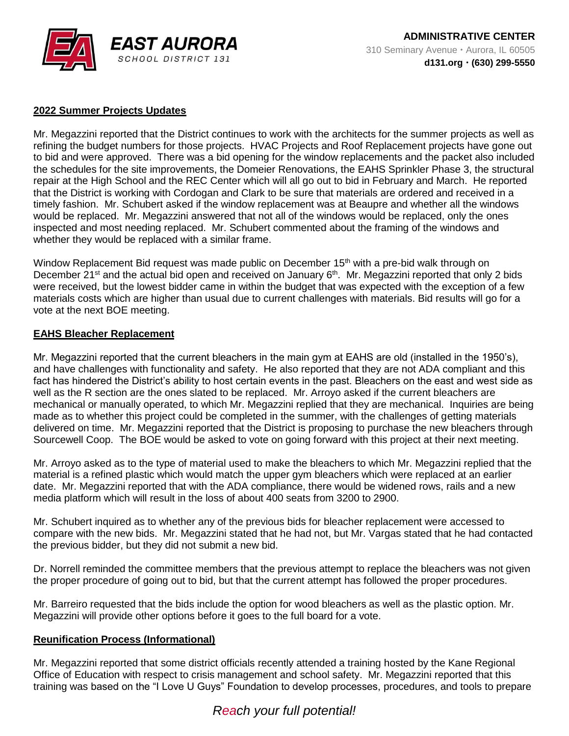### 2022 Summer Projects Updates

Mr. Megazzini reported that the District continues to work with the architects for the summer projects as well as refining the budget numbers for those projects. HVAC Projects and Roof Replacement projects have gone out to bid and were approved. There was a bid opening for the window replacements and the packet also included the schedules for the site improvements, the Domeier Renovations, the EAHS Sprinkler Phase 3, the structural repair at the High School and the REC Center which will all go out to bid in February and March. He reported that the District is working with Cordogan and Clark to be sure that materials are ordered and received in a timely fashion. Mr. Schubert asked if the window replacement was at Beaupre and whether all the windows would be replaced. Mr. Megazzini answered that not all of the windows would be replaced, only the ones inspected and most needing replaced. Mr. Schubert commented about the framing of the windows and whether they would be replaced with a similar frame.

Window Replacement Bid request was made public on December 15th with a pre-bid walk through on December 21st and the actual bid open and received on January 6th. Mr. Megazzini reported that only 2 bids were received, but the lowest bidder came in within the budget that was expected with the exception of a few materials costs which are higher than usual due to current challenges with materials. Bid results will go for a vote at the next BOE meeting.

### EAHS Bleacher Replacement

Mr. Megazzini reported that the current bleachers in the main gym at EAHS are old (installed in the 1950's), and have challenges with functionality and safety. He also reported that they are not ADA compliant and this fact has hindered the District's ability to host certain events in the past. Bleachers on the east and west side as well as the R section are the ones slated to be replaced. Mr. Arroyo asked if the current bleachers are mechanical or manually operated, to which Mr. Megazzini replied that they are mechanical. Inquiries are being made as to whether this project could be completed in the summer, with the challenges of getting materials delivered on time. Mr. Megazzini reported that the District is proposing to purchase the new bleachers through Sourcewell Coop. The BOE would be asked to vote on going forward with this project at their next meeting.

Mr. Arroyo asked as to the type of material used to make the bleachers to which Mr. Megazzini replied that the material is a refined plastic which would match the upper gym bleachers which were replaced at an earlier date. Mr. Megazzini reported that with the ADA compliance, there would be widened rows, rails and a new media platform which will result in the loss of about 400 seats from 3200 to 2900.

Mr. Schubert inquired as to whether any of the previous bids for bleacher replacement were accessed to compare with the new bids. Mr. Megazzini stated that he had not, but Mr. Vargas stated that he had contacted the previous bidder, but they did not submit a new bid.

Dr. Norrell reminded the committee members that the previous attempt to replace the bleachers was not given the proper procedure of going out to bid, but that the current attempt has followed the proper procedures.

Mr. Barreiro requested that the bids include the option for wood bleachers as well as the plastic option. Mr. Megazzini will provide other options before it goes to the full board for a vote.

### Reunification Process (Informational)

Mr. Megazzini reported that some district officials recently attended a training hosted by the Kane Regional Office of Education with respect to crisis management and school safety. Mr. Megazzini reported that this training was based on the "I Love U Guys" Foundation to develop processes, procedures, and tools to prepare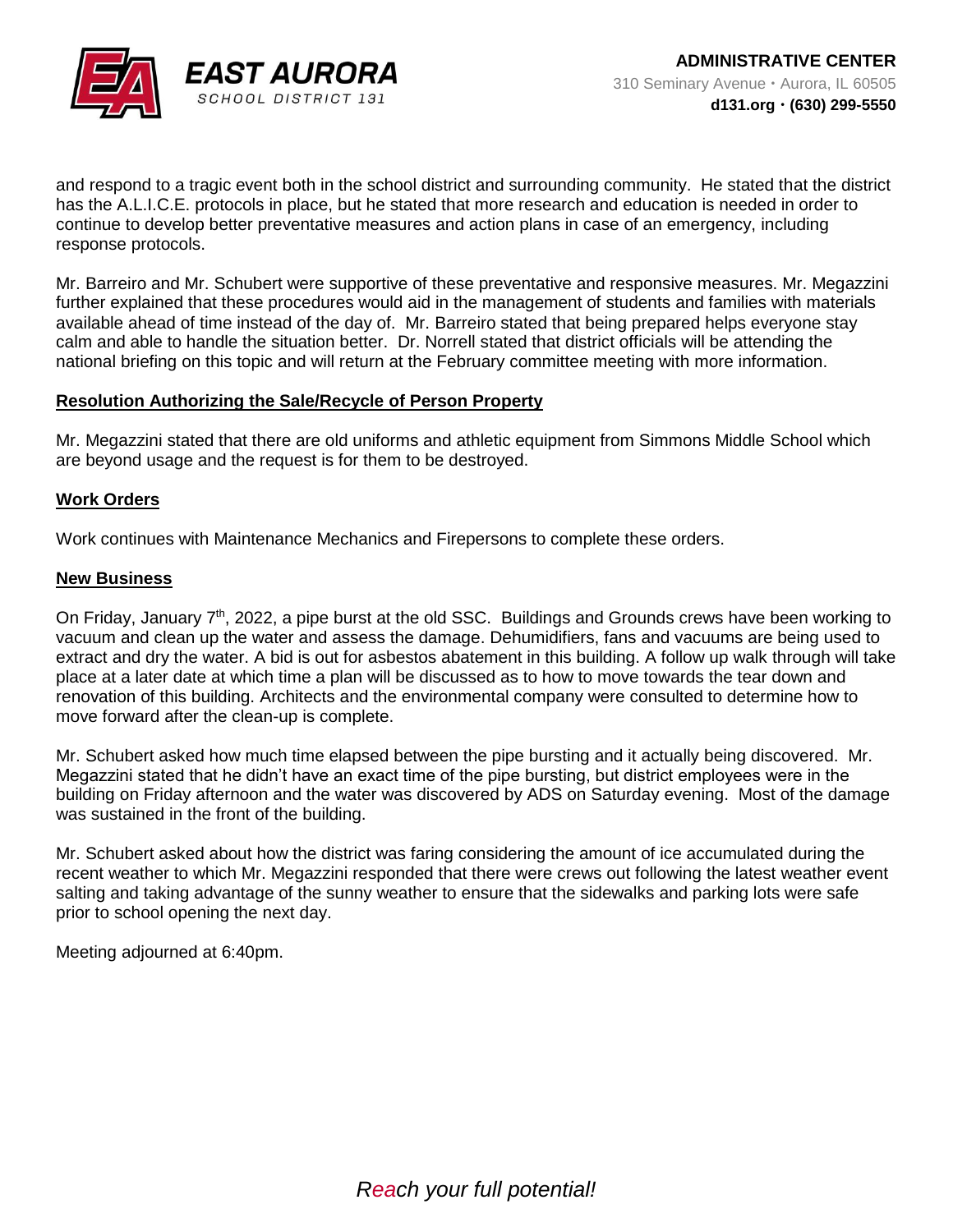and respond to a tragic event both in the school district and surrounding community. He stated that the district has the A.L.I.C.E. protocols in place, but he stated that more research and education is needed in order to continue to develop better preventative measures and action plans in case of an emergency, including response protocols.

Mr. Barreiro and Mr. Schubert were supportive of these preventative and responsive measures. Mr. Megazzini further explained that these procedures would aid in the management of students and families with materials available ahead of time instead of the day of. Mr. Barreiro stated that being prepared helps everyone stay calm and able to handle the situation better. Dr. Norrell stated that district officials will be attending the national briefing on this topic and will return at the February committee meeting with more information.

**Resolution Authorizing the Sale/Recycle of Person Property**

Mr. Megazzini stated that there are old uniforms and athletic equipment from Simmons Middle School which are beyond usage and the request is for them to be destroyed.

**Work Orders**

Work continues with Maintenance Mechanics and Firepersons to complete these orders.

**New Business**

On Friday, January 7th, 2022, a pipe burst at the old SSC. Buildings and Grounds crews have been working to vacuum and clean up the water and assess the damage. Dehumidifiers, fans and vacuums are being used to extract and dry the water. A bid is out for asbestos abatement in this building. A follow up walk through will take place at a later date at which time a plan will be discussed as to how to move towards the tear down and renovation of this building. Architects and the environmental company were consulted to determine how to move forward after the clean-up is complete.

Mr. Schubert asked how much time elapsed between the pipe bursting and it actually being discovered. Mr. Megazzini stated that he didn't have an exact time of the pipe bursting, but district employees were in the building on Friday afternoon and the water was discovered by ADS on Saturday evening. Most of the damage was sustained in the front of the building.

Mr. Schubert asked about how the district was faring considering the amount of ice accumulated during the recent weather to which Mr. Megazzini responded that there were crews out following the latest weather event salting and taking advantage of the sunny weather to ensure that the sidewalks and parking lots were safe prior to school opening the next day.

Meeting adjourned at 6:40pm.